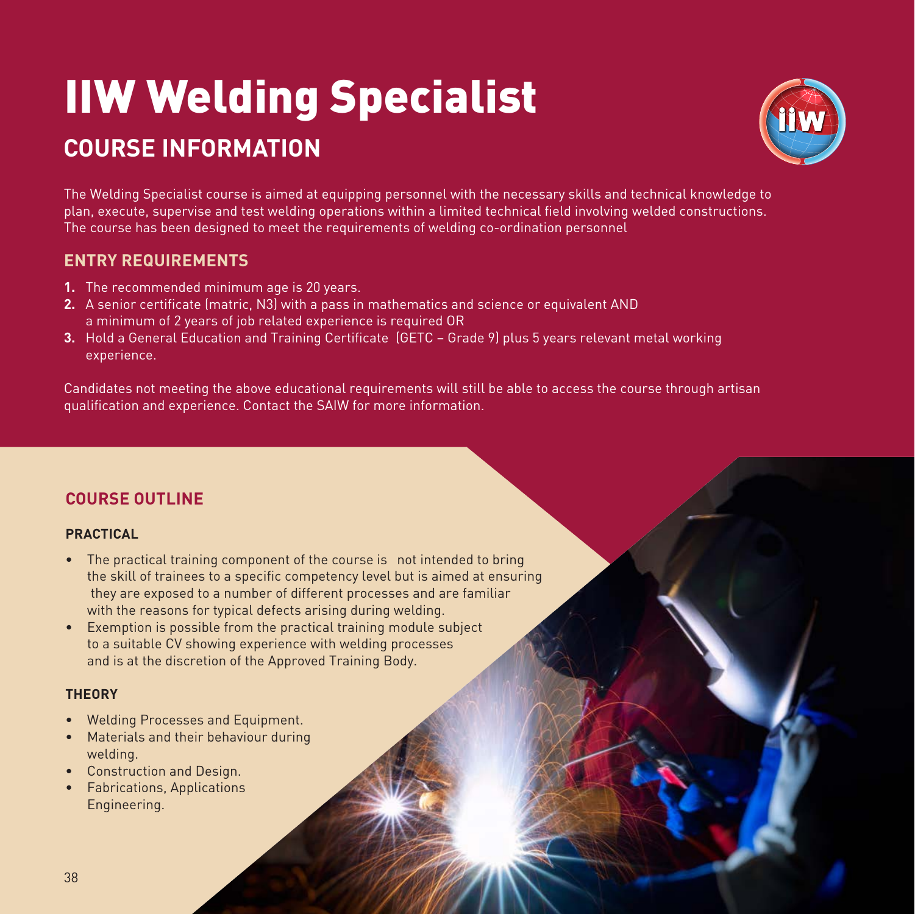# IIW Welding Specialist

## COURSE INFORMATION

The Welding Specialist course is aimed at equipping personnel with the necessary skills and technical knowledge to plan, execute, supervise and test welding operations within a limited technical field involving welded constructions. The course has been designed to meet the requirements of welding co-ordination personnel

### ENTRY REQUIREMENTS

1. The recommended minimum age is 20 years.
2. A senior certificate (matric, N3) with a pass in mathematics and science or equivalent AND a minimum of 2 years of job related experience is required OR
3. Hold a General Education and Training Certificate (GETC – Grade 9) plus 5 years relevant metal working experience.

Candidates not meeting the above educational requirements will still be able to access the course through artisan qualification and experience. Contact the SAIW for more information.

### COURSE OUTLINE

#### PRACTICAL

- The practical training component of the course is not intended to bring the skill of trainees to a specific competency level but is aimed at ensuring they are exposed to a number of different processes and are familiar with the reasons for typical defects arising during welding.
- Exemption is possible from the practical training module subject to a suitable CV showing experience with welding processes and is at the discretion of the Approved Training Body.

#### THEORY

- Welding Processes and Equipment.
- Materials and their behaviour during welding.
- Construction and Design.
- Fabrications, Applications Engineering.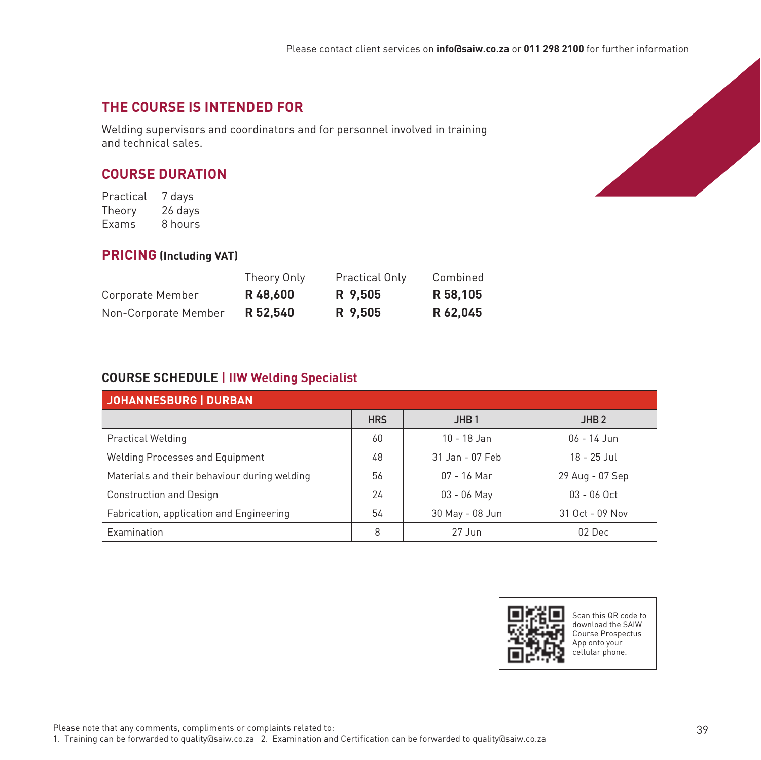Please contact client services on **info@saiw.co.za** or **011 298 2100** for further information

## THE COURSE IS INTENDED FOR

Welding supervisors and coordinators and for personnel involved in training and technical sales.

## COURSE DURATION

| | |
|---|---|
| Practical | 7 days |
| Theory | 26 days |
| Exams | 8 hours |

## PRICING (Including VAT)

| | Theory Only | Practical Only | Combined |
|---|---|---|---|
| Corporate Member | **R 48,600** | **R 9,505** | **R 58,105** |
| Non-Corporate Member | **R 52,540** | **R 9,505** | **R 62,045** |

## COURSE SCHEDULE | IIW Welding Specialist

**JOHANNESBURG | DURBAN**

| | HRS | JHB 1 | JHB 2 |
|---|---|---|---|
| Practical Welding | 60 | 10 - 18 Jan | 06 - 14 Jun |
| Welding Processes and Equipment | 48 | 31 Jan - 07 Feb | 18 - 25 Jul |
| Materials and their behaviour during welding | 56 | 07 - 16 Mar | 29 Aug - 07 Sep |
| Construction and Design | 24 | 03 - 06 May | 03 - 06 Oct |
| Fabrication, application and Engineering | 54 | 30 May - 08 Jun | 31 Oct - 09 Nov |
| Examination | 8 | 27 Jun | 02 Dec |

Scan this QR code to download the SAIW Course Prospectus App onto your cellular phone.

Please note that any comments, compliments or complaints related to:
1. Training can be forwarded to quality@saiw.co.za 2. Examination and Certification can be forwarded to quality@saiw.co.za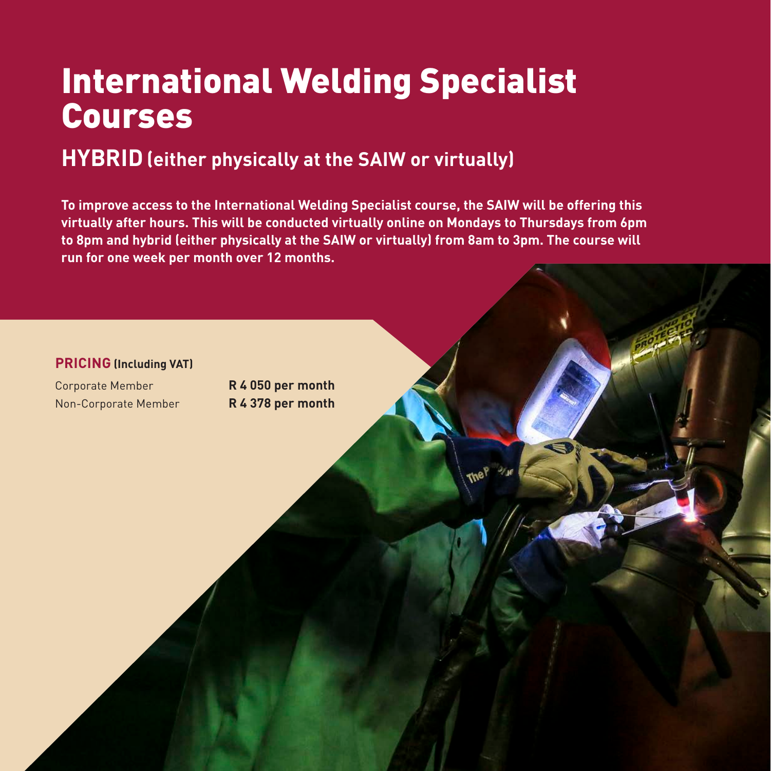# International Welding Specialist Courses

## HYBRID (either physically at the SAIW or virtually)

**To improve access to the International Welding Specialist course, the SAIW will be offering this virtually after hours. This will be conducted virtually online on Mondays to Thursdays from 6pm to 8pm and hybrid (either physically at the SAIW or virtually) from 8am to 3pm. The course will run for one week per month over 12 months.**

**PRICING (Including VAT)**

| | |
|---|---|
| Corporate Member | **R 4 050 per month** |
| Non-Corporate Member | **R 4 378 per month** |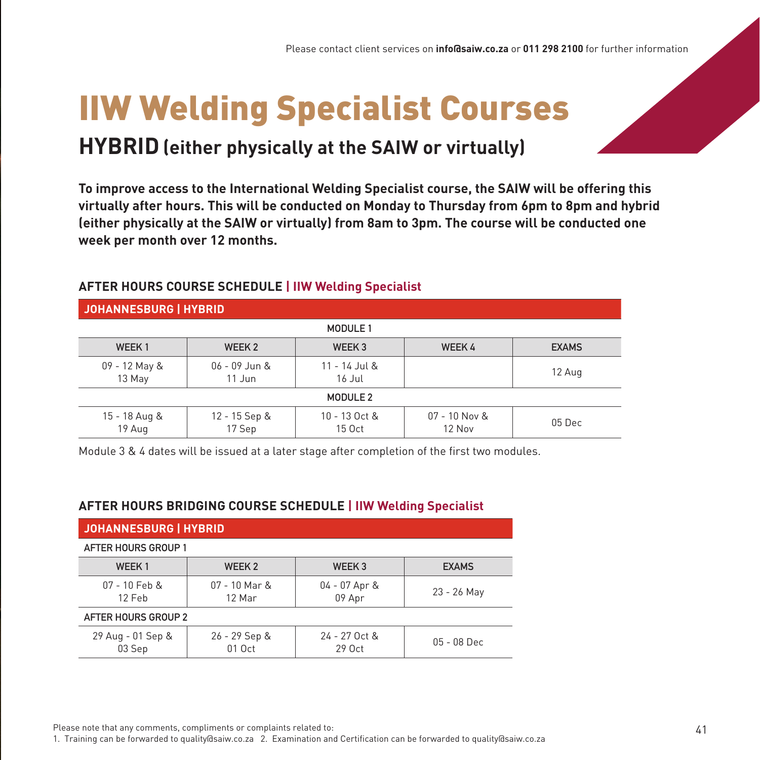Please contact client services on **info@saiw.co.za** or **011 298 2100** for further information

# IIW Welding Specialist Courses

## HYBRID (either physically at the SAIW or virtually)

**To improve access to the International Welding Specialist course, the SAIW will be offering this virtually after hours. This will be conducted on Monday to Thursday from 6pm to 8pm and hybrid (either physically at the SAIW or virtually) from 8am to 3pm. The course will be conducted one week per month over 12 months.**

### AFTER HOURS COURSE SCHEDULE | IIW Welding Specialist

**JOHANNESBURG | HYBRID**

| MODULE 1 | | | | |
|---|---|---|---|---|
| WEEK 1 | WEEK 2 | WEEK 3 | WEEK 4 | EXAMS |
| 09 - 12 May & 13 May | 06 - 09 Jun & 11 Jun | 11 - 14 Jul & 16 Jul | | 12 Aug |
| **MODULE 2** | | | | |
| 15 - 18 Aug & 19 Aug | 12 - 15 Sep & 17 Sep | 10 - 13 Oct & 15 Oct | 07 - 10 Nov & 12 Nov | 05 Dec |

Module 3 & 4 dates will be issued at a later stage after completion of the first two modules.

### AFTER HOURS BRIDGING COURSE SCHEDULE | IIW Welding Specialist

**JOHANNESBURG | HYBRID**

| AFTER HOURS GROUP 1 | | | |
|---|---|---|---|
| WEEK 1 | WEEK 2 | WEEK 3 | EXAMS |
| 07 - 10 Feb & 12 Feb | 07 - 10 Mar & 12 Mar | 04 - 07 Apr & 09 Apr | 23 - 26 May |
| **AFTER HOURS GROUP 2** | | | |
| 29 Aug - 01 Sep & 03 Sep | 26 - 29 Sep & 01 Oct | 24 - 27 Oct & 29 Oct | 05 - 08 Dec |

Please note that any comments, compliments or complaints related to:
1. Training can be forwarded to quality@saiw.co.za 2. Examination and Certification can be forwarded to quality@saiw.co.za